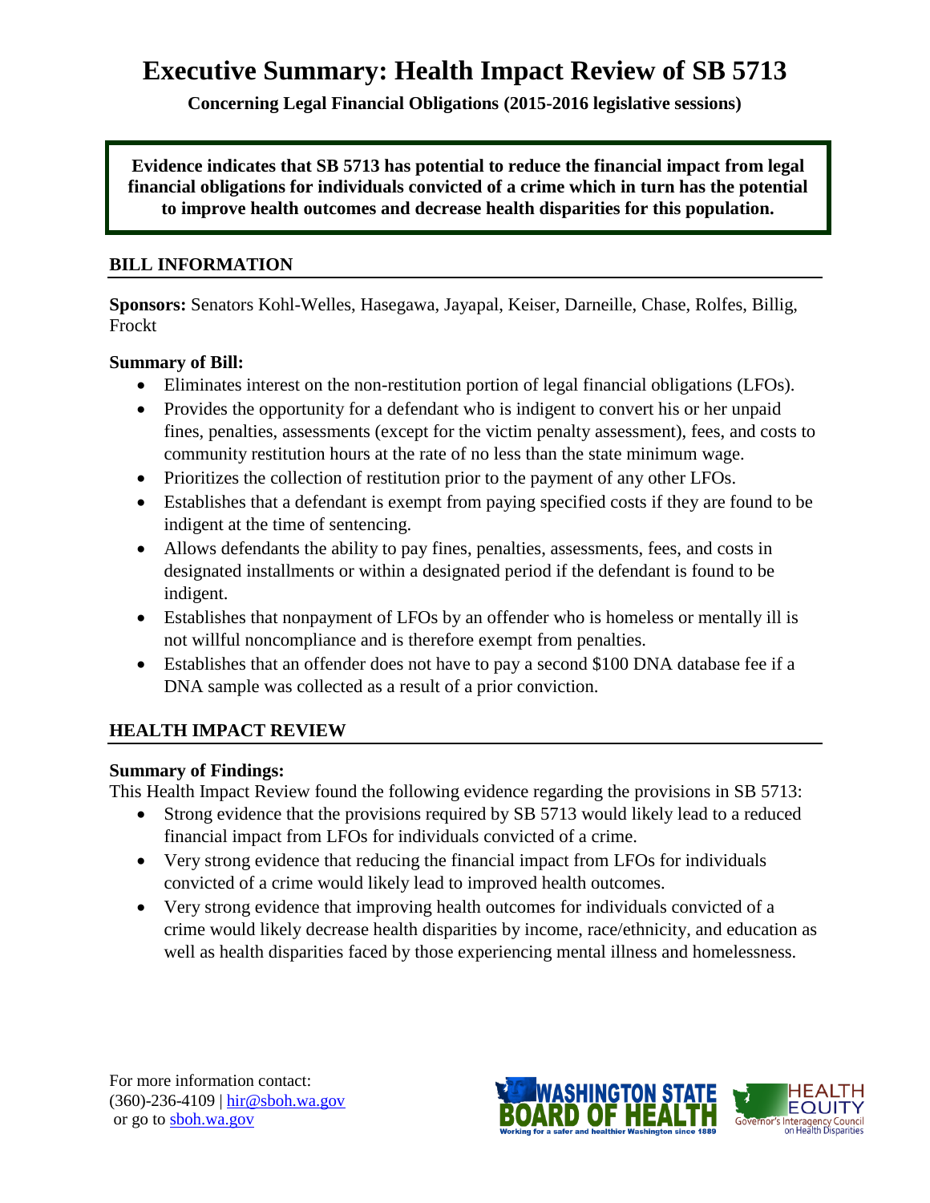# Executive Summary: Health Impact Review of SB 5713

**Concerning Legal Financial Obligations (2015-2016 legislative sessions)**

**Evidence indicates that SB 5713 has potential to reduce the financial impact from legal financial obligations for individuals convicted of a crime which in turn has the potential to improve health outcomes and decrease health disparities for this population.**

## BILL INFORMATION

**Sponsors:** Senators Kohl-Welles, Hasegawa, Jayapal, Keiser, Darneille, Chase, Rolfes, Billig, Frockt

**Summary of Bill:**

- Eliminates interest on the non-restitution portion of legal financial obligations (LFOs).
- Provides the opportunity for a defendant who is indigent to convert his or her unpaid fines, penalties, assessments (except for the victim penalty assessment), fees, and costs to community restitution hours at the rate of no less than the state minimum wage.
- Prioritizes the collection of restitution prior to the payment of any other LFOs.
- Establishes that a defendant is exempt from paying specified costs if they are found to be indigent at the time of sentencing.
- Allows defendants the ability to pay fines, penalties, assessments, fees, and costs in designated installments or within a designated period if the defendant is found to be indigent.
- Establishes that nonpayment of LFOs by an offender who is homeless or mentally ill is not willful noncompliance and is therefore exempt from penalties.
- Establishes that an offender does not have to pay a second $100 DNA database fee if a DNA sample was collected as a result of a prior conviction.

## HEALTH IMPACT REVIEW

**Summary of Findings:**

This Health Impact Review found the following evidence regarding the provisions in SB 5713:

- Strong evidence that the provisions required by SB 5713 would likely lead to a reduced financial impact from LFOs for individuals convicted of a crime.
- Very strong evidence that reducing the financial impact from LFOs for individuals convicted of a crime would likely lead to improved health outcomes.
- Very strong evidence that improving health outcomes for individuals convicted of a crime would likely decrease health disparities by income, race/ethnicity, and education as well as health disparities faced by those experiencing mental illness and homelessness.

For more information contact:
(360)-236-4109 | hir@sboh.wa.gov
or go to sboh.wa.gov

WASHINGTON STATE BOARD OF HEALTH — Working for a safer and healthier Washington since 1889

HEALTH EQUITY — Governor's Interagency Council on Health Disparities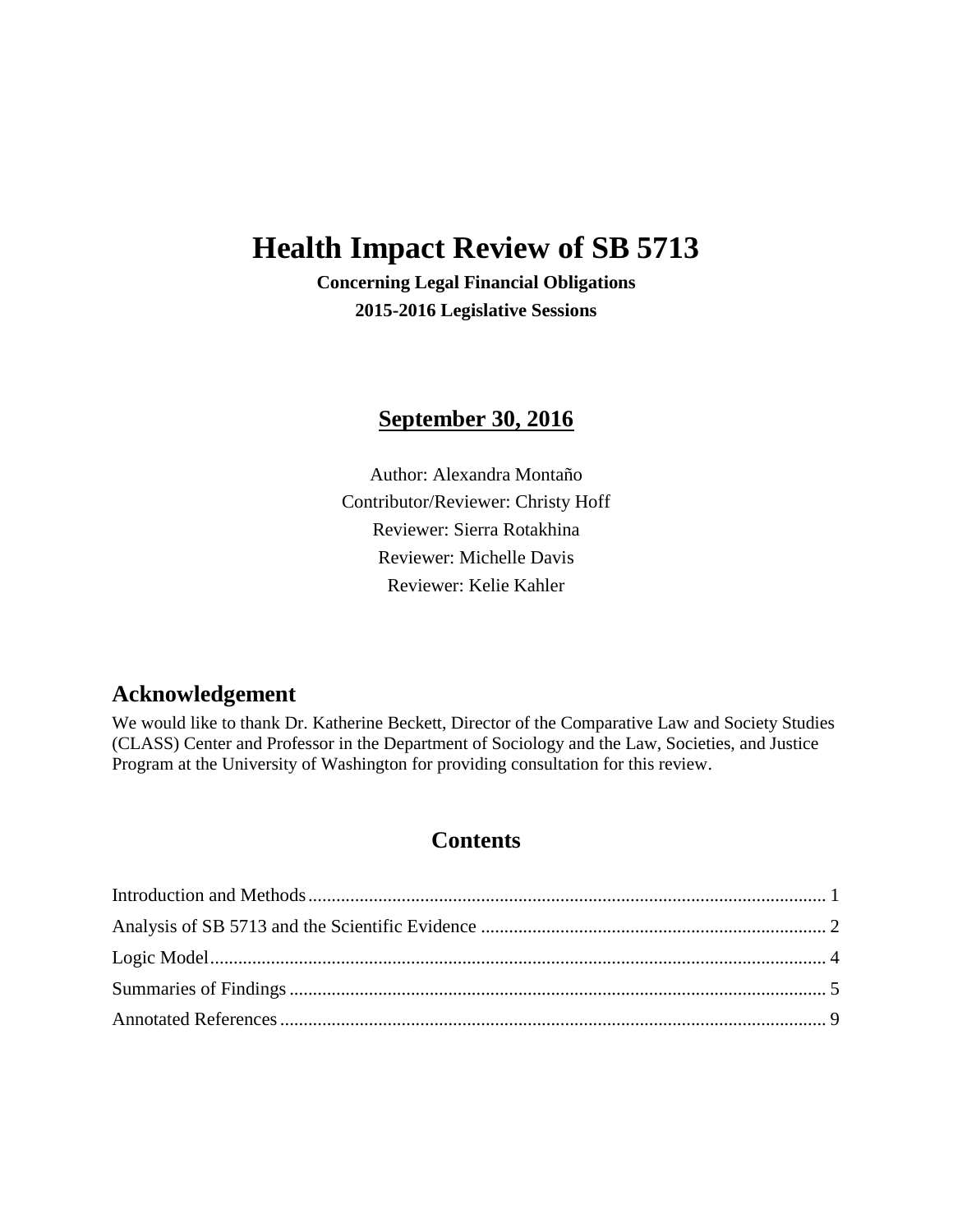# Health Impact Review of SB 5713

**Concerning Legal Financial Obligations**

**2015-2016 Legislative Sessions**

**September 30, 2016**

Author: Alexandra Montaño

Contributor/Reviewer: Christy Hoff

Reviewer: Sierra Rotakhina

Reviewer: Michelle Davis

Reviewer: Kelie Kahler

## Acknowledgement

We would like to thank Dr. Katherine Beckett, Director of the Comparative Law and Society Studies (CLASS) Center and Professor in the Department of Sociology and the Law, Societies, and Justice Program at the University of Washington for providing consultation for this review.

## Contents

Introduction and Methods ..... 1

Analysis of SB 5713 and the Scientific Evidence ..... 2

Logic Model ..... 4

Summaries of Findings ..... 5

Annotated References ..... 9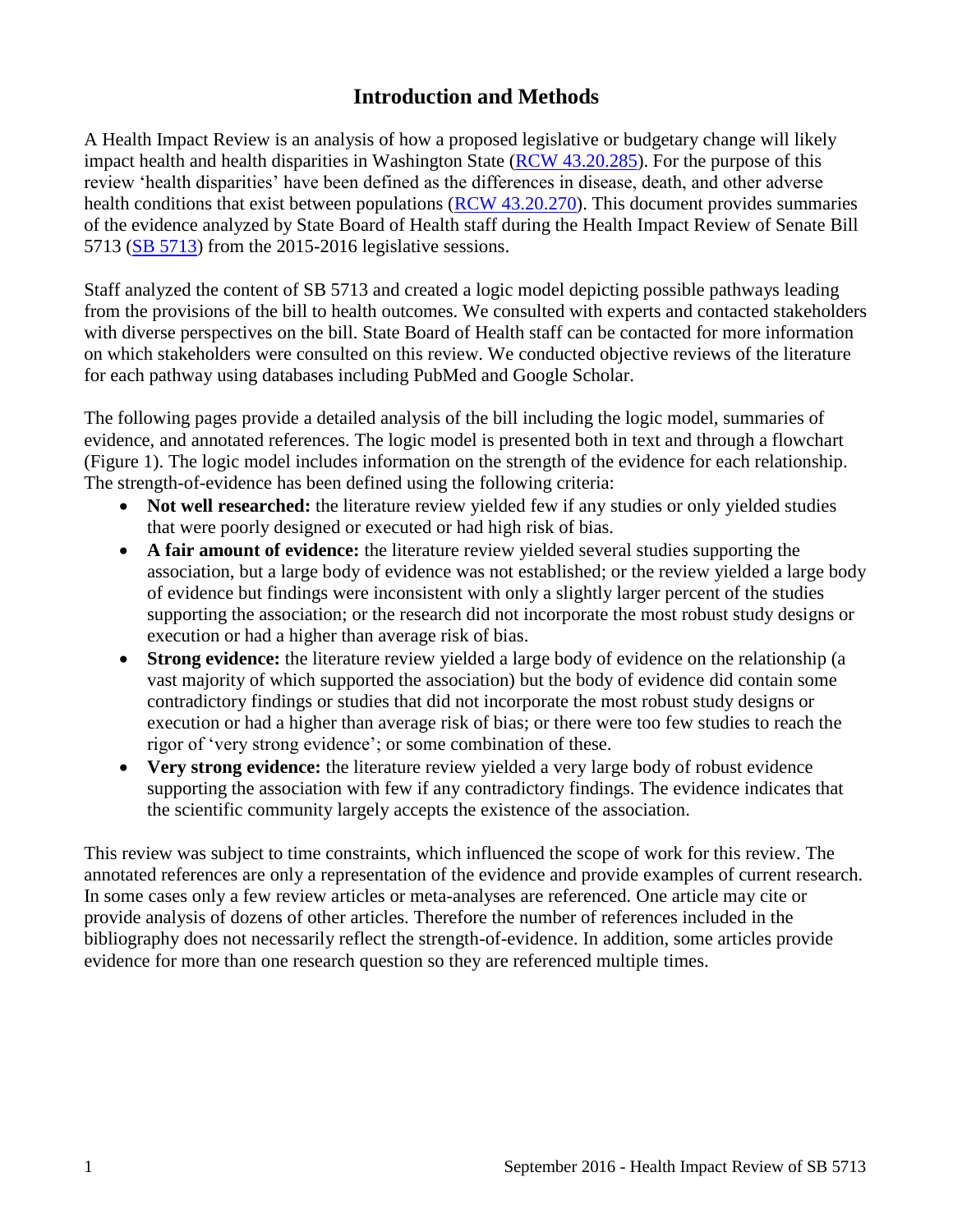# Introduction and Methods

A Health Impact Review is an analysis of how a proposed legislative or budgetary change will likely impact health and health disparities in Washington State (RCW 43.20.285). For the purpose of this review 'health disparities' have been defined as the differences in disease, death, and other adverse health conditions that exist between populations (RCW 43.20.270). This document provides summaries of the evidence analyzed by State Board of Health staff during the Health Impact Review of Senate Bill 5713 (SB 5713) from the 2015-2016 legislative sessions.

Staff analyzed the content of SB 5713 and created a logic model depicting possible pathways leading from the provisions of the bill to health outcomes. We consulted with experts and contacted stakeholders with diverse perspectives on the bill. State Board of Health staff can be contacted for more information on which stakeholders were consulted on this review. We conducted objective reviews of the literature for each pathway using databases including PubMed and Google Scholar.

The following pages provide a detailed analysis of the bill including the logic model, summaries of evidence, and annotated references. The logic model is presented both in text and through a flowchart (Figure 1). The logic model includes information on the strength of the evidence for each relationship. The strength-of-evidence has been defined using the following criteria:

- **Not well researched:** the literature review yielded few if any studies or only yielded studies that were poorly designed or executed or had high risk of bias.
- **A fair amount of evidence:** the literature review yielded several studies supporting the association, but a large body of evidence was not established; or the review yielded a large body of evidence but findings were inconsistent with only a slightly larger percent of the studies supporting the association; or the research did not incorporate the most robust study designs or execution or had a higher than average risk of bias.
- **Strong evidence:** the literature review yielded a large body of evidence on the relationship (a vast majority of which supported the association) but the body of evidence did contain some contradictory findings or studies that did not incorporate the most robust study designs or execution or had a higher than average risk of bias; or there were too few studies to reach the rigor of 'very strong evidence'; or some combination of these.
- **Very strong evidence:** the literature review yielded a very large body of robust evidence supporting the association with few if any contradictory findings. The evidence indicates that the scientific community largely accepts the existence of the association.

This review was subject to time constraints, which influenced the scope of work for this review. The annotated references are only a representation of the evidence and provide examples of current research. In some cases only a few review articles or meta-analyses are referenced. One article may cite or provide analysis of dozens of other articles. Therefore the number of references included in the bibliography does not necessarily reflect the strength-of-evidence. In addition, some articles provide evidence for more than one research question so they are referenced multiple times.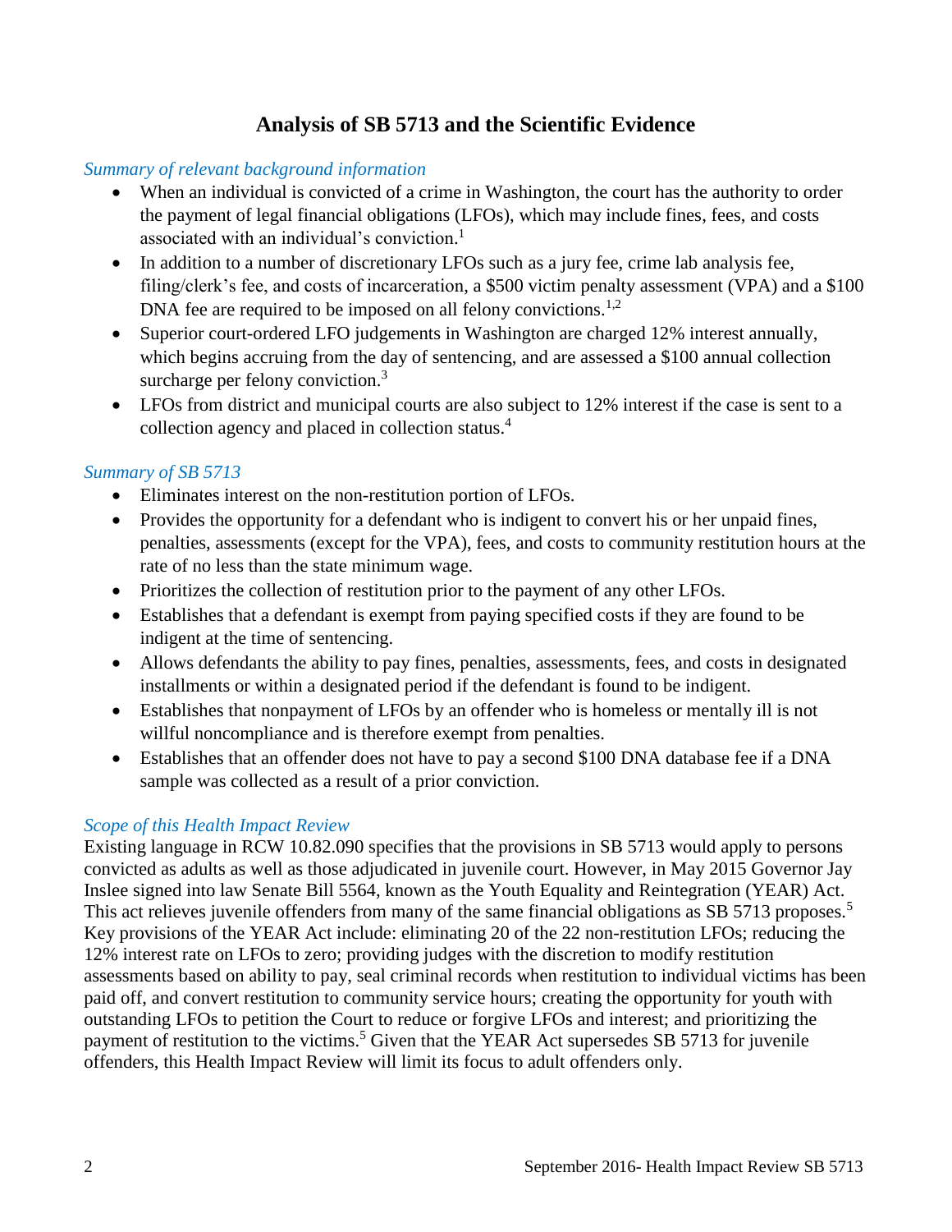## Analysis of SB 5713 and the Scientific Evidence

*Summary of relevant background information*

- When an individual is convicted of a crime in Washington, the court has the authority to order the payment of legal financial obligations (LFOs), which may include fines, fees, and costs associated with an individual's conviction.[1]
- In addition to a number of discretionary LFOs such as a jury fee, crime lab analysis fee, filing/clerk's fee, and costs of incarceration, a $500 victim penalty assessment (VPA) and a $100 DNA fee are required to be imposed on all felony convictions.[1,2]
- Superior court-ordered LFO judgements in Washington are charged 12% interest annually, which begins accruing from the day of sentencing, and are assessed a $100 annual collection surcharge per felony conviction.[3]
- LFOs from district and municipal courts are also subject to 12% interest if the case is sent to a collection agency and placed in collection status.[4]

*Summary of SB 5713*

- Eliminates interest on the non-restitution portion of LFOs.
- Provides the opportunity for a defendant who is indigent to convert his or her unpaid fines, penalties, assessments (except for the VPA), fees, and costs to community restitution hours at the rate of no less than the state minimum wage.
- Prioritizes the collection of restitution prior to the payment of any other LFOs.
- Establishes that a defendant is exempt from paying specified costs if they are found to be indigent at the time of sentencing.
- Allows defendants the ability to pay fines, penalties, assessments, fees, and costs in designated installments or within a designated period if the defendant is found to be indigent.
- Establishes that nonpayment of LFOs by an offender who is homeless or mentally ill is not willful noncompliance and is therefore exempt from penalties.
- Establishes that an offender does not have to pay a second $100 DNA database fee if a DNA sample was collected as a result of a prior conviction.

*Scope of this Health Impact Review*

Existing language in RCW 10.82.090 specifies that the provisions in SB 5713 would apply to persons convicted as adults as well as those adjudicated in juvenile court. However, in May 2015 Governor Jay Inslee signed into law Senate Bill 5564, known as the Youth Equality and Reintegration (YEAR) Act. This act relieves juvenile offenders from many of the same financial obligations as SB 5713 proposes.[5] Key provisions of the YEAR Act include: eliminating 20 of the 22 non-restitution LFOs; reducing the 12% interest rate on LFOs to zero; providing judges with the discretion to modify restitution assessments based on ability to pay, seal criminal records when restitution to individual victims has been paid off, and convert restitution to community service hours; creating the opportunity for youth with outstanding LFOs to petition the Court to reduce or forgive LFOs and interest; and prioritizing the payment of restitution to the victims.[5] Given that the YEAR Act supersedes SB 5713 for juvenile offenders, this Health Impact Review will limit its focus to adult offenders only.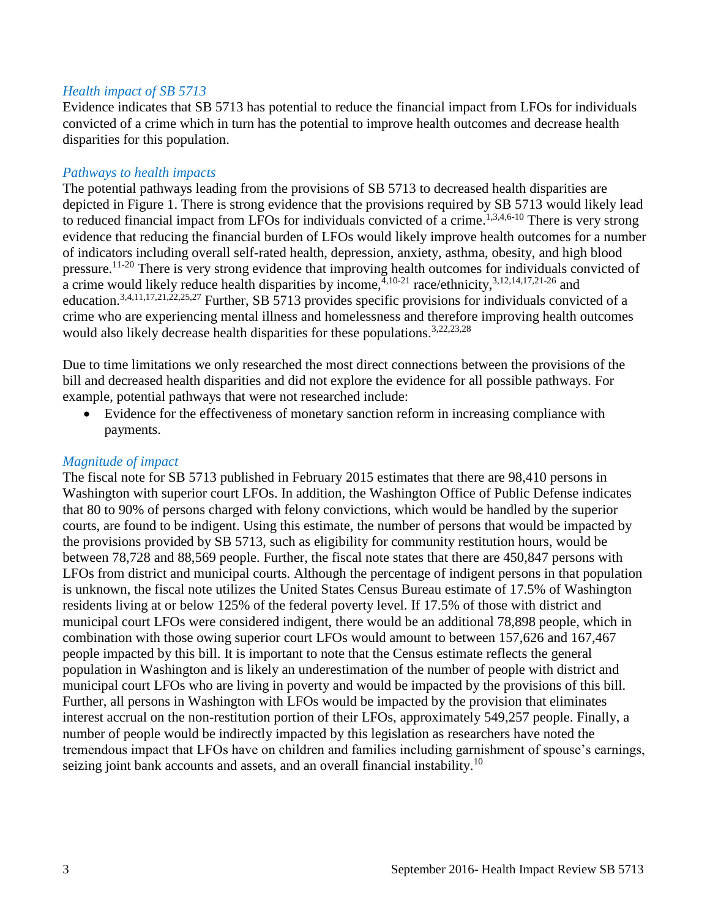### *Health impact of SB 5713*

Evidence indicates that SB 5713 has potential to reduce the financial impact from LFOs for individuals convicted of a crime which in turn has the potential to improve health outcomes and decrease health disparities for this population.

### *Pathways to health impacts*

The potential pathways leading from the provisions of SB 5713 to decreased health disparities are depicted in Figure 1. There is strong evidence that the provisions required by SB 5713 would likely lead to reduced financial impact from LFOs for individuals convicted of a crime.[1,3,4,6-10] There is very strong evidence that reducing the financial burden of LFOs would likely improve health outcomes for a number of indicators including overall self-rated health, depression, anxiety, asthma, obesity, and high blood pressure.[11-20] There is very strong evidence that improving health outcomes for individuals convicted of a crime would likely reduce health disparities by income,[4,10-21] race/ethnicity,[3,12,14,17,21-26] and education.[3,4,11,17,21,22,25,27] Further, SB 5713 provides specific provisions for individuals convicted of a crime who are experiencing mental illness and homelessness and therefore improving health outcomes would also likely decrease health disparities for these populations.[3,22,23,28]

Due to time limitations we only researched the most direct connections between the provisions of the bill and decreased health disparities and did not explore the evidence for all possible pathways. For example, potential pathways that were not researched include:

- Evidence for the effectiveness of monetary sanction reform in increasing compliance with payments.

### *Magnitude of impact*

The fiscal note for SB 5713 published in February 2015 estimates that there are 98,410 persons in Washington with superior court LFOs. In addition, the Washington Office of Public Defense indicates that 80 to 90% of persons charged with felony convictions, which would be handled by the superior courts, are found to be indigent. Using this estimate, the number of persons that would be impacted by the provisions provided by SB 5713, such as eligibility for community restitution hours, would be between 78,728 and 88,569 people. Further, the fiscal note states that there are 450,847 persons with LFOs from district and municipal courts. Although the percentage of indigent persons in that population is unknown, the fiscal note utilizes the United States Census Bureau estimate of 17.5% of Washington residents living at or below 125% of the federal poverty level. If 17.5% of those with district and municipal court LFOs were considered indigent, there would be an additional 78,898 people, which in combination with those owing superior court LFOs would amount to between 157,626 and 167,467 people impacted by this bill. It is important to note that the Census estimate reflects the general population in Washington and is likely an underestimation of the number of people with district and municipal court LFOs who are living in poverty and would be impacted by the provisions of this bill. Further, all persons in Washington with LFOs would be impacted by the provision that eliminates interest accrual on the non-restitution portion of their LFOs, approximately 549,257 people. Finally, a number of people would be indirectly impacted by this legislation as researchers have noted the tremendous impact that LFOs have on children and families including garnishment of spouse's earnings, seizing joint bank accounts and assets, and an overall financial instability.[10]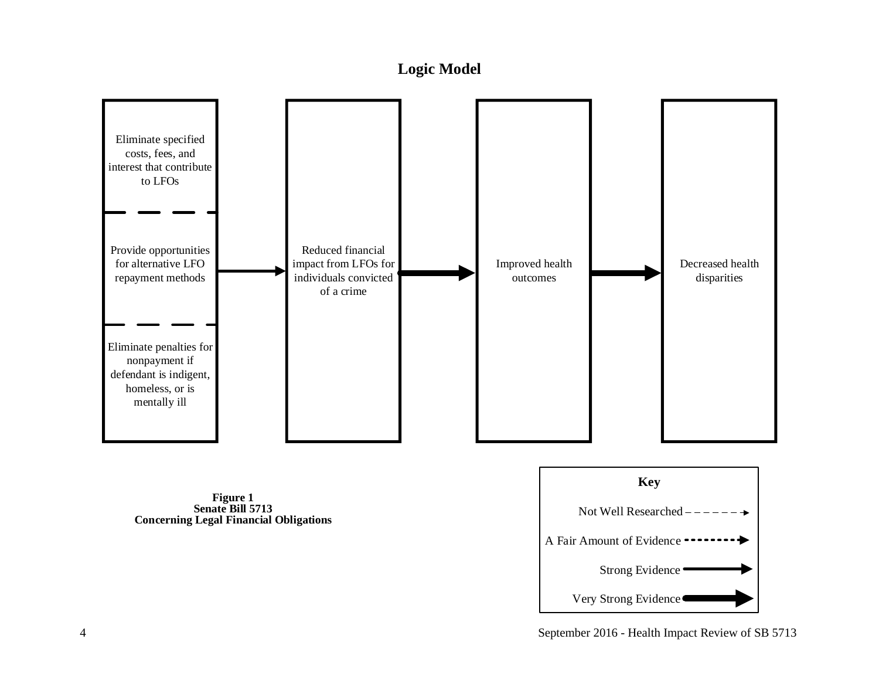## Logic Model

Eliminate specified costs, fees, and interest that contribute to LFOs

Provide opportunities for alternative LFO repayment methods

Eliminate penalties for nonpayment if defendant is indigent, homeless, or is mentally ill

Reduced financial impact from LFOs for individuals convicted of a crime

Improved health outcomes

Decreased health disparities

**Key**

Not Well Researched

A Fair Amount of Evidence

Strong Evidence

Very Strong Evidence

**Figure 1**
**Senate Bill 5713**
**Concerning Legal Financial Obligations**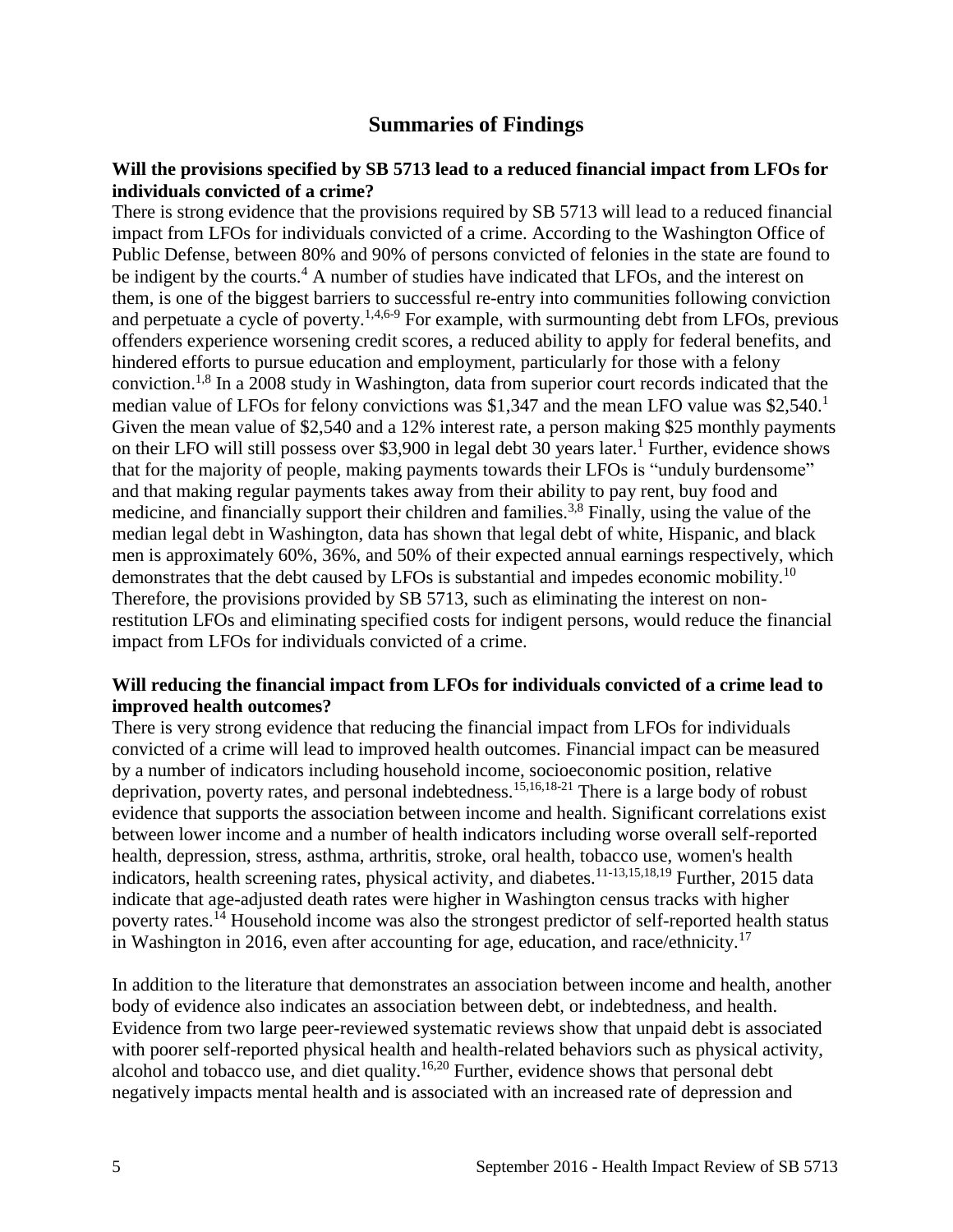# Summaries of Findings

**Will the provisions specified by SB 5713 lead to a reduced financial impact from LFOs for individuals convicted of a crime?**

There is strong evidence that the provisions required by SB 5713 will lead to a reduced financial impact from LFOs for individuals convicted of a crime. According to the Washington Office of Public Defense, between 80% and 90% of persons convicted of felonies in the state are found to be indigent by the courts.[4] A number of studies have indicated that LFOs, and the interest on them, is one of the biggest barriers to successful re-entry into communities following conviction and perpetuate a cycle of poverty.[1,4,6-9] For example, with surmounting debt from LFOs, previous offenders experience worsening credit scores, a reduced ability to apply for federal benefits, and hindered efforts to pursue education and employment, particularly for those with a felony conviction.[1,8] In a 2008 study in Washington, data from superior court records indicated that the median value of LFOs for felony convictions was $1,347 and the mean LFO value was $2,540.[1] Given the mean value of $2,540 and a 12% interest rate, a person making $25 monthly payments on their LFO will still possess over $3,900 in legal debt 30 years later.[1] Further, evidence shows that for the majority of people, making payments towards their LFOs is "unduly burdensome" and that making regular payments takes away from their ability to pay rent, buy food and medicine, and financially support their children and families.[3,8] Finally, using the value of the median legal debt in Washington, data has shown that legal debt of white, Hispanic, and black men is approximately 60%, 36%, and 50% of their expected annual earnings respectively, which demonstrates that the debt caused by LFOs is substantial and impedes economic mobility.[10] Therefore, the provisions provided by SB 5713, such as eliminating the interest on non-restitution LFOs and eliminating specified costs for indigent persons, would reduce the financial impact from LFOs for individuals convicted of a crime.

**Will reducing the financial impact from LFOs for individuals convicted of a crime lead to improved health outcomes?**

There is very strong evidence that reducing the financial impact from LFOs for individuals convicted of a crime will lead to improved health outcomes. Financial impact can be measured by a number of indicators including household income, socioeconomic position, relative deprivation, poverty rates, and personal indebtedness.[15,16,18-21] There is a large body of robust evidence that supports the association between income and health. Significant correlations exist between lower income and a number of health indicators including worse overall self-reported health, depression, stress, asthma, arthritis, stroke, oral health, tobacco use, women's health indicators, health screening rates, physical activity, and diabetes.[11-13,15,18,19] Further, 2015 data indicate that age-adjusted death rates were higher in Washington census tracks with higher poverty rates.[14] Household income was also the strongest predictor of self-reported health status in Washington in 2016, even after accounting for age, education, and race/ethnicity.[17]

In addition to the literature that demonstrates an association between income and health, another body of evidence also indicates an association between debt, or indebtedness, and health. Evidence from two large peer-reviewed systematic reviews show that unpaid debt is associated with poorer self-reported physical health and health-related behaviors such as physical activity, alcohol and tobacco use, and diet quality.[16,20] Further, evidence shows that personal debt negatively impacts mental health and is associated with an increased rate of depression and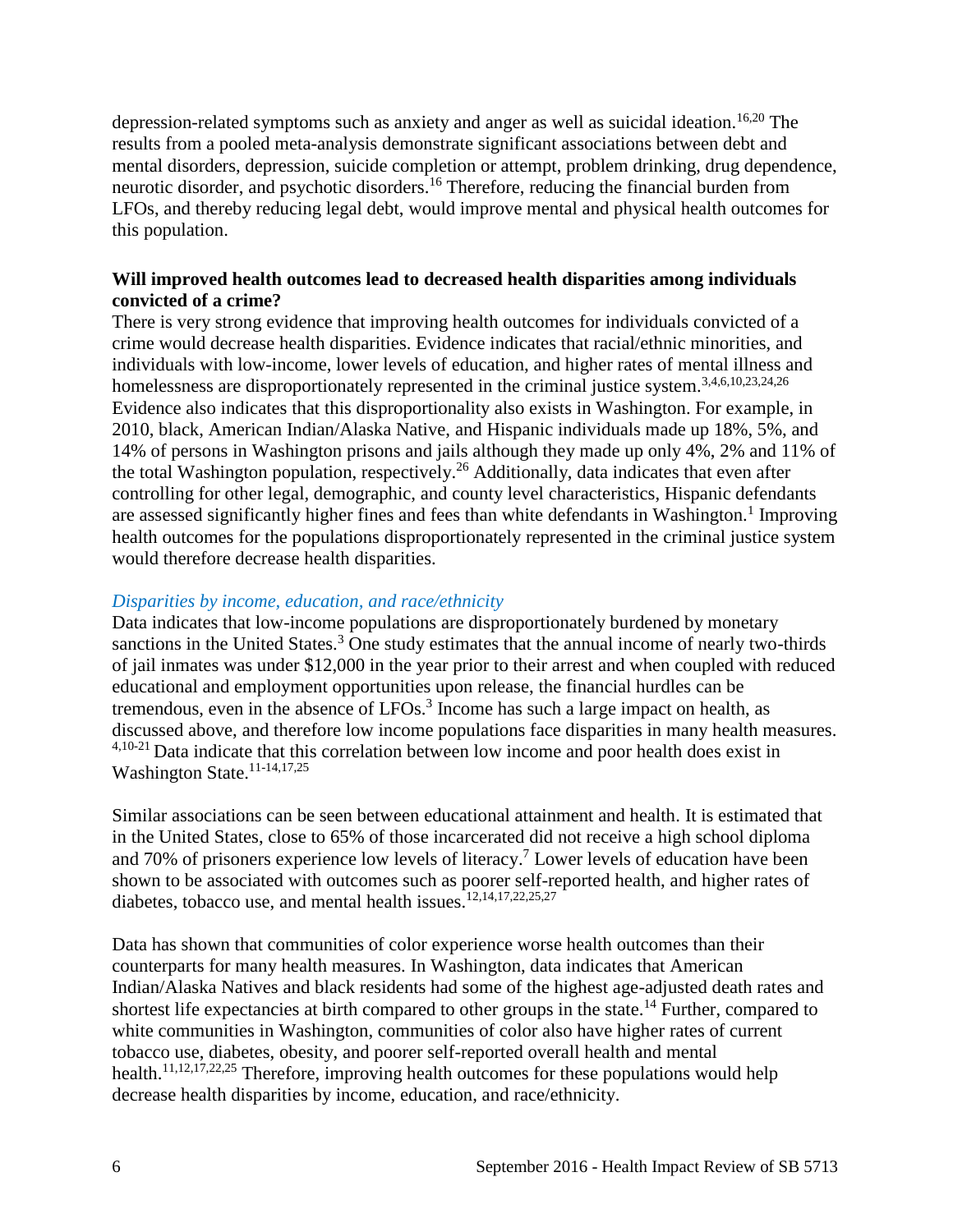depression-related symptoms such as anxiety and anger as well as suicidal ideation.[16,20] The results from a pooled meta-analysis demonstrate significant associations between debt and mental disorders, depression, suicide completion or attempt, problem drinking, drug dependence, neurotic disorder, and psychotic disorders.[16] Therefore, reducing the financial burden from LFOs, and thereby reducing legal debt, would improve mental and physical health outcomes for this population.

**Will improved health outcomes lead to decreased health disparities among individuals convicted of a crime?**

There is very strong evidence that improving health outcomes for individuals convicted of a crime would decrease health disparities. Evidence indicates that racial/ethnic minorities, and individuals with low-income, lower levels of education, and higher rates of mental illness and homelessness are disproportionately represented in the criminal justice system.[3,4,6,10,23,24,26] Evidence also indicates that this disproportionality also exists in Washington. For example, in 2010, black, American Indian/Alaska Native, and Hispanic individuals made up 18%, 5%, and 14% of persons in Washington prisons and jails although they made up only 4%, 2% and 11% of the total Washington population, respectively.[26] Additionally, data indicates that even after controlling for other legal, demographic, and county level characteristics, Hispanic defendants are assessed significantly higher fines and fees than white defendants in Washington.[1] Improving health outcomes for the populations disproportionately represented in the criminal justice system would therefore decrease health disparities.

### *Disparities by income, education, and race/ethnicity*

Data indicates that low-income populations are disproportionately burdened by monetary sanctions in the United States.[3] One study estimates that the annual income of nearly two-thirds of jail inmates was under $12,000 in the year prior to their arrest and when coupled with reduced educational and employment opportunities upon release, the financial hurdles can be tremendous, even in the absence of LFOs.[3] Income has such a large impact on health, as discussed above, and therefore low income populations face disparities in many health measures.[4,10-21] Data indicate that this correlation between low income and poor health does exist in Washington State.[11-14,17,25]

Similar associations can be seen between educational attainment and health. It is estimated that in the United States, close to 65% of those incarcerated did not receive a high school diploma and 70% of prisoners experience low levels of literacy.[7] Lower levels of education have been shown to be associated with outcomes such as poorer self-reported health, and higher rates of diabetes, tobacco use, and mental health issues.[12,14,17,22,25,27]

Data has shown that communities of color experience worse health outcomes than their counterparts for many health measures. In Washington, data indicates that American Indian/Alaska Natives and black residents had some of the highest age-adjusted death rates and shortest life expectancies at birth compared to other groups in the state.[14] Further, compared to white communities in Washington, communities of color also have higher rates of current tobacco use, diabetes, obesity, and poorer self-reported overall health and mental health.[11,12,17,22,25] Therefore, improving health outcomes for these populations would help decrease health disparities by income, education, and race/ethnicity.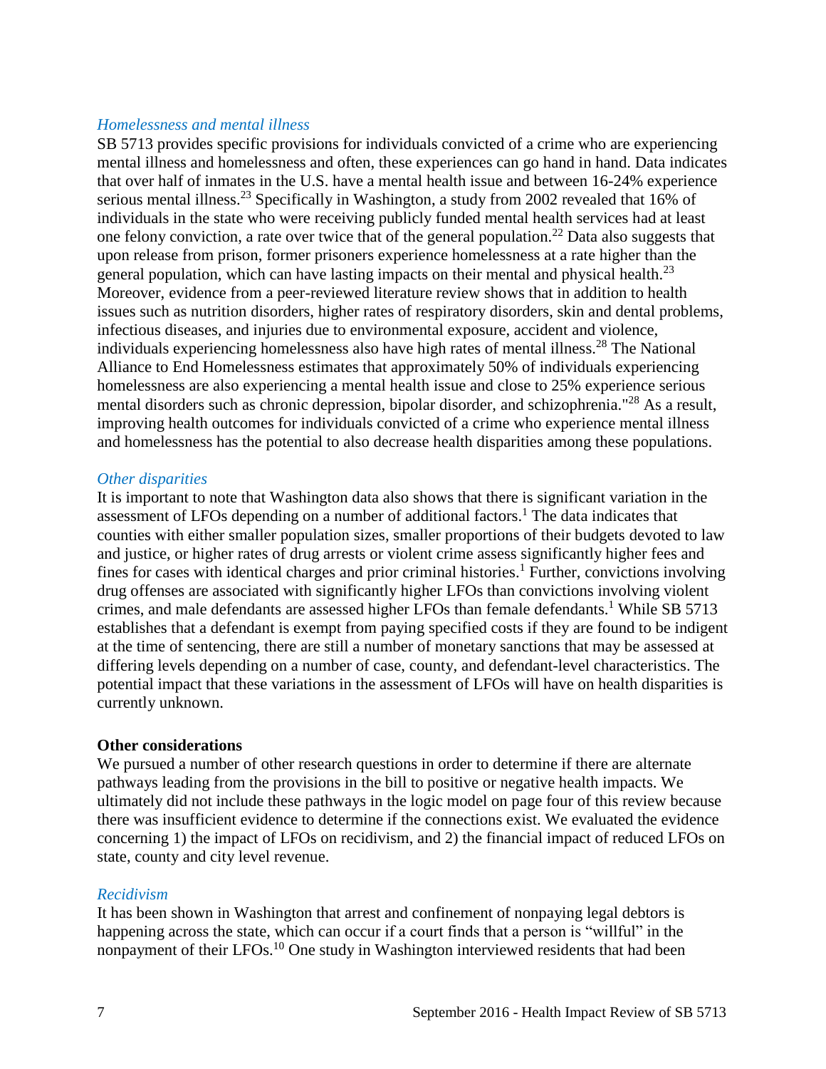*Homelessness and mental illness*

SB 5713 provides specific provisions for individuals convicted of a crime who are experiencing mental illness and homelessness and often, these experiences can go hand in hand. Data indicates that over half of inmates in the U.S. have a mental health issue and between 16-24% experience serious mental illness.[23] Specifically in Washington, a study from 2002 revealed that 16% of individuals in the state who were receiving publicly funded mental health services had at least one felony conviction, a rate over twice that of the general population.[22] Data also suggests that upon release from prison, former prisoners experience homelessness at a rate higher than the general population, which can have lasting impacts on their mental and physical health.[23] Moreover, evidence from a peer-reviewed literature review shows that in addition to health issues such as nutrition disorders, higher rates of respiratory disorders, skin and dental problems, infectious diseases, and injuries due to environmental exposure, accident and violence, individuals experiencing homelessness also have high rates of mental illness.[28] The National Alliance to End Homelessness estimates that approximately 50% of individuals experiencing homelessness are also experiencing a mental health issue and close to 25% experience serious mental disorders such as chronic depression, bipolar disorder, and schizophrenia."[28] As a result, improving health outcomes for individuals convicted of a crime who experience mental illness and homelessness has the potential to also decrease health disparities among these populations.

*Other disparities*

It is important to note that Washington data also shows that there is significant variation in the assessment of LFOs depending on a number of additional factors.[1] The data indicates that counties with either smaller population sizes, smaller proportions of their budgets devoted to law and justice, or higher rates of drug arrests or violent crime assess significantly higher fees and fines for cases with identical charges and prior criminal histories.[1] Further, convictions involving drug offenses are associated with significantly higher LFOs than convictions involving violent crimes, and male defendants are assessed higher LFOs than female defendants.[1] While SB 5713 establishes that a defendant is exempt from paying specified costs if they are found to be indigent at the time of sentencing, there are still a number of monetary sanctions that may be assessed at differing levels depending on a number of case, county, and defendant-level characteristics. The potential impact that these variations in the assessment of LFOs will have on health disparities is currently unknown.

**Other considerations**

We pursued a number of other research questions in order to determine if there are alternate pathways leading from the provisions in the bill to positive or negative health impacts. We ultimately did not include these pathways in the logic model on page four of this review because there was insufficient evidence to determine if the connections exist. We evaluated the evidence concerning 1) the impact of LFOs on recidivism, and 2) the financial impact of reduced LFOs on state, county and city level revenue.

*Recidivism*

It has been shown in Washington that arrest and confinement of nonpaying legal debtors is happening across the state, which can occur if a court finds that a person is "willful" in the nonpayment of their LFOs.[10] One study in Washington interviewed residents that had been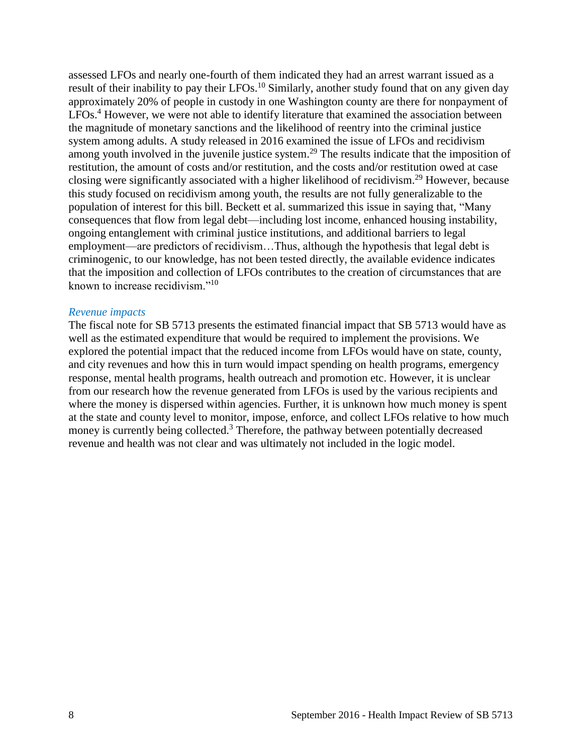assessed LFOs and nearly one-fourth of them indicated they had an arrest warrant issued as a result of their inability to pay their LFOs.[10] Similarly, another study found that on any given day approximately 20% of people in custody in one Washington county are there for nonpayment of LFOs.[4] However, we were not able to identify literature that examined the association between the magnitude of monetary sanctions and the likelihood of reentry into the criminal justice system among adults. A study released in 2016 examined the issue of LFOs and recidivism among youth involved in the juvenile justice system.[29] The results indicate that the imposition of restitution, the amount of costs and/or restitution, and the costs and/or restitution owed at case closing were significantly associated with a higher likelihood of recidivism.[29] However, because this study focused on recidivism among youth, the results are not fully generalizable to the population of interest for this bill. Beckett et al. summarized this issue in saying that, "Many consequences that flow from legal debt—including lost income, enhanced housing instability, ongoing entanglement with criminal justice institutions, and additional barriers to legal employment—are predictors of recidivism…Thus, although the hypothesis that legal debt is criminogenic, to our knowledge, has not been tested directly, the available evidence indicates that the imposition and collection of LFOs contributes to the creation of circumstances that are known to increase recidivism."[10]

*Revenue impacts*

The fiscal note for SB 5713 presents the estimated financial impact that SB 5713 would have as well as the estimated expenditure that would be required to implement the provisions. We explored the potential impact that the reduced income from LFOs would have on state, county, and city revenues and how this in turn would impact spending on health programs, emergency response, mental health programs, health outreach and promotion etc. However, it is unclear from our research how the revenue generated from LFOs is used by the various recipients and where the money is dispersed within agencies. Further, it is unknown how much money is spent at the state and county level to monitor, impose, enforce, and collect LFOs relative to how much money is currently being collected.[3] Therefore, the pathway between potentially decreased revenue and health was not clear and was ultimately not included in the logic model.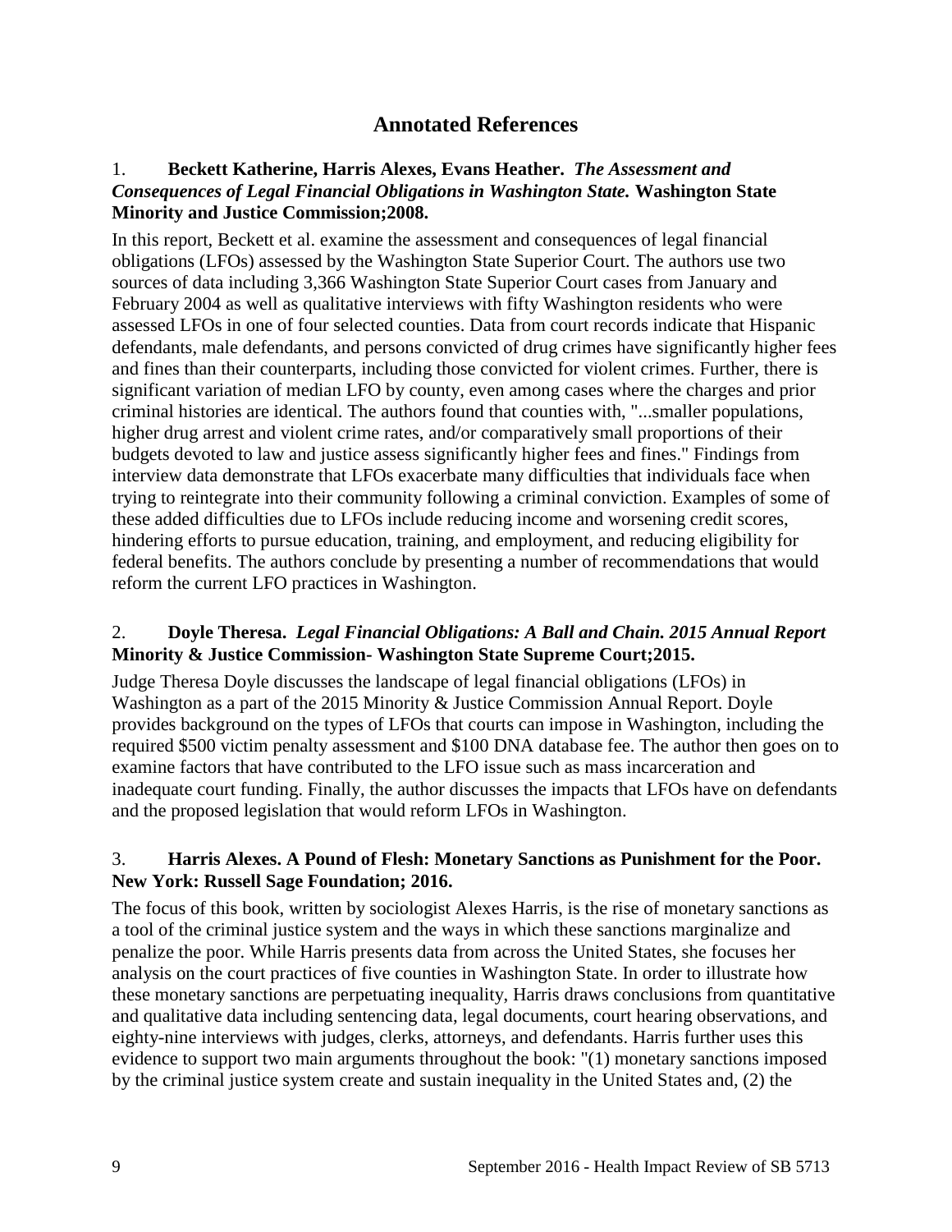## Annotated References

1. **Beckett Katherine, Harris Alexes, Evans Heather.** ***The Assessment and Consequences of Legal Financial Obligations in Washington State.*** **Washington State Minority and Justice Commission;2008.**

In this report, Beckett et al. examine the assessment and consequences of legal financial obligations (LFOs) assessed by the Washington State Superior Court. The authors use two sources of data including 3,366 Washington State Superior Court cases from January and February 2004 as well as qualitative interviews with fifty Washington residents who were assessed LFOs in one of four selected counties. Data from court records indicate that Hispanic defendants, male defendants, and persons convicted of drug crimes have significantly higher fees and fines than their counterparts, including those convicted for violent crimes. Further, there is significant variation of median LFO by county, even among cases where the charges and prior criminal histories are identical. The authors found that counties with, "...smaller populations, higher drug arrest and violent crime rates, and/or comparatively small proportions of their budgets devoted to law and justice assess significantly higher fees and fines." Findings from interview data demonstrate that LFOs exacerbate many difficulties that individuals face when trying to reintegrate into their community following a criminal conviction. Examples of some of these added difficulties due to LFOs include reducing income and worsening credit scores, hindering efforts to pursue education, training, and employment, and reducing eligibility for federal benefits. The authors conclude by presenting a number of recommendations that would reform the current LFO practices in Washington.

2. **Doyle Theresa.** ***Legal Financial Obligations: A Ball and Chain. 2015 Annual Report*** **Minority & Justice Commission- Washington State Supreme Court;2015.**

Judge Theresa Doyle discusses the landscape of legal financial obligations (LFOs) in Washington as a part of the 2015 Minority & Justice Commission Annual Report. Doyle provides background on the types of LFOs that courts can impose in Washington, including the required $500 victim penalty assessment and $100 DNA database fee. The author then goes on to examine factors that have contributed to the LFO issue such as mass incarceration and inadequate court funding. Finally, the author discusses the impacts that LFOs have on defendants and the proposed legislation that would reform LFOs in Washington.

3. **Harris Alexes. A Pound of Flesh: Monetary Sanctions as Punishment for the Poor. New York: Russell Sage Foundation; 2016.**

The focus of this book, written by sociologist Alexes Harris, is the rise of monetary sanctions as a tool of the criminal justice system and the ways in which these sanctions marginalize and penalize the poor. While Harris presents data from across the United States, she focuses her analysis on the court practices of five counties in Washington State. In order to illustrate how these monetary sanctions are perpetuating inequality, Harris draws conclusions from quantitative and qualitative data including sentencing data, legal documents, court hearing observations, and eighty-nine interviews with judges, clerks, attorneys, and defendants. Harris further uses this evidence to support two main arguments throughout the book: "(1) monetary sanctions imposed by the criminal justice system create and sustain inequality in the United States and, (2) the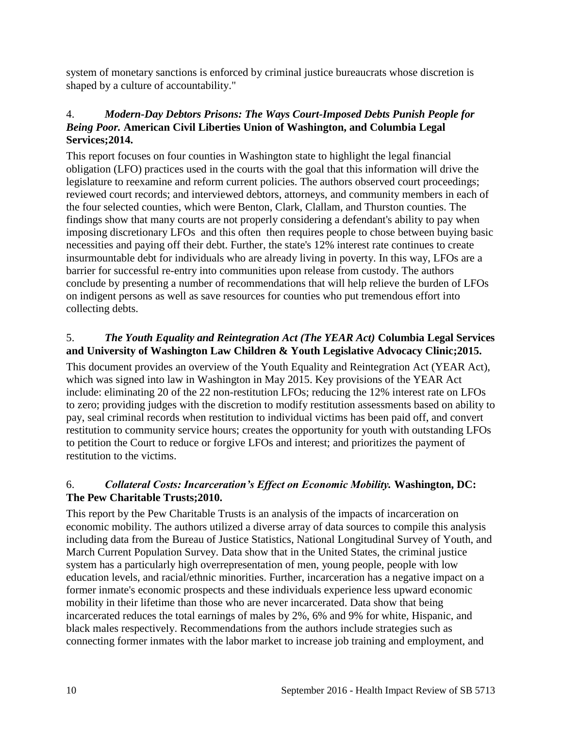system of monetary sanctions is enforced by criminal justice bureaucrats whose discretion is shaped by a culture of accountability."

4. ***Modern-Day Debtors Prisons: The Ways Court-Imposed Debts Punish People for Being Poor.*** **American Civil Liberties Union of Washington, and Columbia Legal Services;2014.**

This report focuses on four counties in Washington state to highlight the legal financial obligation (LFO) practices used in the courts with the goal that this information will drive the legislature to reexamine and reform current policies. The authors observed court proceedings; reviewed court records; and interviewed debtors, attorneys, and community members in each of the four selected counties, which were Benton, Clark, Clallam, and Thurston counties. The findings show that many courts are not properly considering a defendant's ability to pay when imposing discretionary LFOs and this often then requires people to chose between buying basic necessities and paying off their debt. Further, the state's 12% interest rate continues to create insurmountable debt for individuals who are already living in poverty. In this way, LFOs are a barrier for successful re-entry into communities upon release from custody. The authors conclude by presenting a number of recommendations that will help relieve the burden of LFOs on indigent persons as well as save resources for counties who put tremendous effort into collecting debts.

5. ***The Youth Equality and Reintegration Act (The YEAR Act)*** **Columbia Legal Services and University of Washington Law Children & Youth Legislative Advocacy Clinic;2015.**

This document provides an overview of the Youth Equality and Reintegration Act (YEAR Act), which was signed into law in Washington in May 2015. Key provisions of the YEAR Act include: eliminating 20 of the 22 non-restitution LFOs; reducing the 12% interest rate on LFOs to zero; providing judges with the discretion to modify restitution assessments based on ability to pay, seal criminal records when restitution to individual victims has been paid off, and convert restitution to community service hours; creates the opportunity for youth with outstanding LFOs to petition the Court to reduce or forgive LFOs and interest; and prioritizes the payment of restitution to the victims.

6. ***Collateral Costs: Incarceration's Effect on Economic Mobility.*** **Washington, DC: The Pew Charitable Trusts;2010.**

This report by the Pew Charitable Trusts is an analysis of the impacts of incarceration on economic mobility. The authors utilized a diverse array of data sources to compile this analysis including data from the Bureau of Justice Statistics, National Longitudinal Survey of Youth, and March Current Population Survey. Data show that in the United States, the criminal justice system has a particularly high overrepresentation of men, young people, people with low education levels, and racial/ethnic minorities. Further, incarceration has a negative impact on a former inmate's economic prospects and these individuals experience less upward economic mobility in their lifetime than those who are never incarcerated. Data show that being incarcerated reduces the total earnings of males by 2%, 6% and 9% for white, Hispanic, and black males respectively. Recommendations from the authors include strategies such as connecting former inmates with the labor market to increase job training and employment, and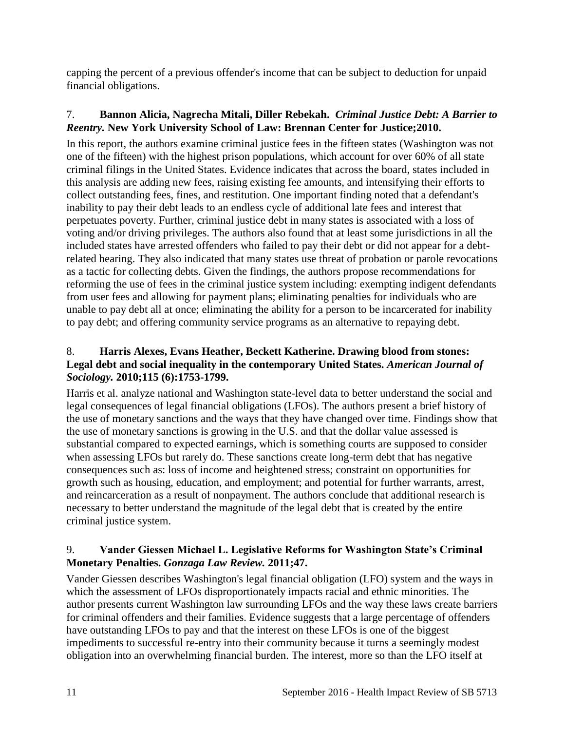capping the percent of a previous offender's income that can be subject to deduction for unpaid financial obligations.

7. **Bannon Alicia, Nagrecha Mitali, Diller Rebekah.** ***Criminal Justice Debt: A Barrier to Reentry.*** **New York University School of Law: Brennan Center for Justice;2010.**

In this report, the authors examine criminal justice fees in the fifteen states (Washington was not one of the fifteen) with the highest prison populations, which account for over 60% of all state criminal filings in the United States. Evidence indicates that across the board, states included in this analysis are adding new fees, raising existing fee amounts, and intensifying their efforts to collect outstanding fees, fines, and restitution. One important finding noted that a defendant's inability to pay their debt leads to an endless cycle of additional late fees and interest that perpetuates poverty. Further, criminal justice debt in many states is associated with a loss of voting and/or driving privileges. The authors also found that at least some jurisdictions in all the included states have arrested offenders who failed to pay their debt or did not appear for a debt-related hearing. They also indicated that many states use threat of probation or parole revocations as a tactic for collecting debts. Given the findings, the authors propose recommendations for reforming the use of fees in the criminal justice system including: exempting indigent defendants from user fees and allowing for payment plans; eliminating penalties for individuals who are unable to pay debt all at once; eliminating the ability for a person to be incarcerated for inability to pay debt; and offering community service programs as an alternative to repaying debt.

8. **Harris Alexes, Evans Heather, Beckett Katherine. Drawing blood from stones: Legal debt and social inequality in the contemporary United States.** ***American Journal of Sociology.*** **2010;115 (6):1753-1799.**

Harris et al. analyze national and Washington state-level data to better understand the social and legal consequences of legal financial obligations (LFOs). The authors present a brief history of the use of monetary sanctions and the ways that they have changed over time. Findings show that the use of monetary sanctions is growing in the U.S. and that the dollar value assessed is substantial compared to expected earnings, which is something courts are supposed to consider when assessing LFOs but rarely do. These sanctions create long-term debt that has negative consequences such as: loss of income and heightened stress; constraint on opportunities for growth such as housing, education, and employment; and potential for further warrants, arrest, and reincarceration as a result of nonpayment. The authors conclude that additional research is necessary to better understand the magnitude of the legal debt that is created by the entire criminal justice system.

9. **Vander Giessen Michael L. Legislative Reforms for Washington State's Criminal Monetary Penalties.** ***Gonzaga Law Review.*** **2011;47.**

Vander Giessen describes Washington's legal financial obligation (LFO) system and the ways in which the assessment of LFOs disproportionately impacts racial and ethnic minorities. The author presents current Washington law surrounding LFOs and the way these laws create barriers for criminal offenders and their families. Evidence suggests that a large percentage of offenders have outstanding LFOs to pay and that the interest on these LFOs is one of the biggest impediments to successful re-entry into their community because it turns a seemingly modest obligation into an overwhelming financial burden. The interest, more so than the LFO itself at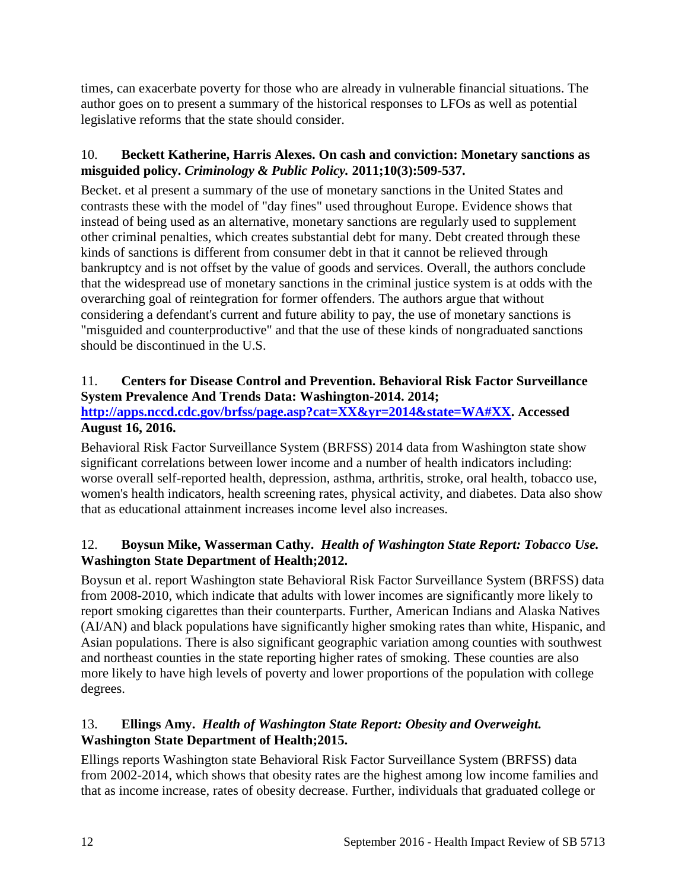times, can exacerbate poverty for those who are already in vulnerable financial situations. The author goes on to present a summary of the historical responses to LFOs as well as potential legislative reforms that the state should consider.

10. **Beckett Katherine, Harris Alexes. On cash and conviction: Monetary sanctions as misguided policy.** ***Criminology & Public Policy.*** **2011;10(3):509-537.**

Becket. et al present a summary of the use of monetary sanctions in the United States and contrasts these with the model of "day fines" used throughout Europe. Evidence shows that instead of being used as an alternative, monetary sanctions are regularly used to supplement other criminal penalties, which creates substantial debt for many. Debt created through these kinds of sanctions is different from consumer debt in that it cannot be relieved through bankruptcy and is not offset by the value of goods and services. Overall, the authors conclude that the widespread use of monetary sanctions in the criminal justice system is at odds with the overarching goal of reintegration for former offenders. The authors argue that without considering a defendant's current and future ability to pay, the use of monetary sanctions is "misguided and counterproductive" and that the use of these kinds of nongraduated sanctions should be discontinued in the U.S.

11. **Centers for Disease Control and Prevention. Behavioral Risk Factor Surveillance System Prevalence And Trends Data: Washington-2014. 2014; [http://apps.nccd.cdc.gov/brfss/page.asp?cat=XX&yr=2014&state=WA#XX](http://apps.nccd.cdc.gov/brfss/page.asp?cat=XX&yr=2014&state=WA#XX). Accessed August 16, 2016.**

Behavioral Risk Factor Surveillance System (BRFSS) 2014 data from Washington state show significant correlations between lower income and a number of health indicators including: worse overall self-reported health, depression, asthma, arthritis, stroke, oral health, tobacco use, women's health indicators, health screening rates, physical activity, and diabetes. Data also show that as educational attainment increases income level also increases.

12. **Boysun Mike, Wasserman Cathy.** ***Health of Washington State Report: Tobacco Use.*** **Washington State Department of Health;2012.**

Boysun et al. report Washington state Behavioral Risk Factor Surveillance System (BRFSS) data from 2008-2010, which indicate that adults with lower incomes are significantly more likely to report smoking cigarettes than their counterparts. Further, American Indians and Alaska Natives (AI/AN) and black populations have significantly higher smoking rates than white, Hispanic, and Asian populations. There is also significant geographic variation among counties with southwest and northeast counties in the state reporting higher rates of smoking. These counties are also more likely to have high levels of poverty and lower proportions of the population with college degrees.

13. **Ellings Amy.** ***Health of Washington State Report: Obesity and Overweight.*** **Washington State Department of Health;2015.**

Ellings reports Washington state Behavioral Risk Factor Surveillance System (BRFSS) data from 2002-2014, which shows that obesity rates are the highest among low income families and that as income increase, rates of obesity decrease. Further, individuals that graduated college or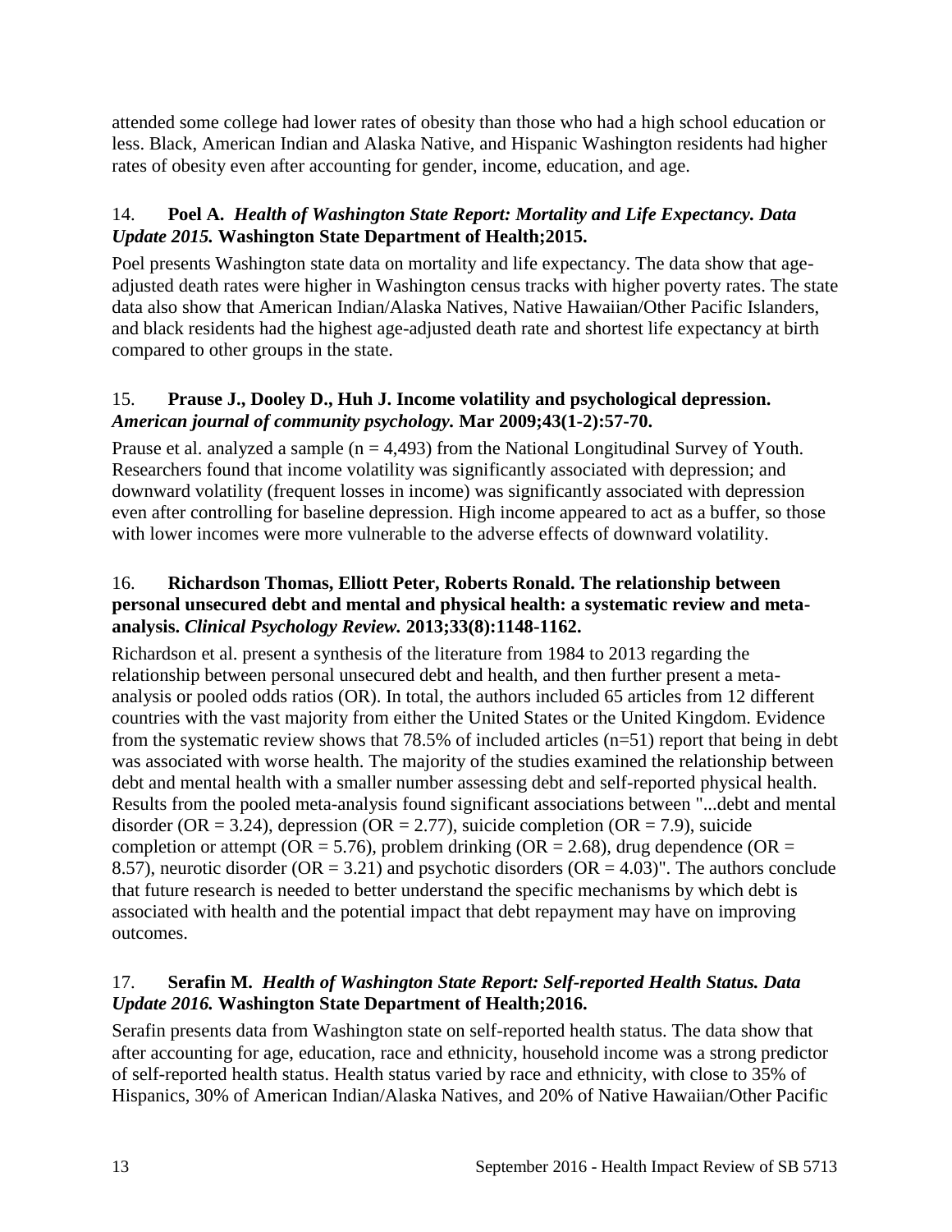attended some college had lower rates of obesity than those who had a high school education or less. Black, American Indian and Alaska Native, and Hispanic Washington residents had higher rates of obesity even after accounting for gender, income, education, and age.

14. **Poel A. *Health of Washington State Report: Mortality and Life Expectancy. Data Update 2015.* Washington State Department of Health;2015.**

Poel presents Washington state data on mortality and life expectancy. The data show that age-adjusted death rates were higher in Washington census tracks with higher poverty rates. The state data also show that American Indian/Alaska Natives, Native Hawaiian/Other Pacific Islanders, and black residents had the highest age-adjusted death rate and shortest life expectancy at birth compared to other groups in the state.

15. **Prause J., Dooley D., Huh J. Income volatility and psychological depression. *American journal of community psychology.* Mar 2009;43(1-2):57-70.**

Prause et al. analyzed a sample (n = 4,493) from the National Longitudinal Survey of Youth. Researchers found that income volatility was significantly associated with depression; and downward volatility (frequent losses in income) was significantly associated with depression even after controlling for baseline depression. High income appeared to act as a buffer, so those with lower incomes were more vulnerable to the adverse effects of downward volatility.

16. **Richardson Thomas, Elliott Peter, Roberts Ronald. The relationship between personal unsecured debt and mental and physical health: a systematic review and meta-analysis. *Clinical Psychology Review.* 2013;33(8):1148-1162.**

Richardson et al. present a synthesis of the literature from 1984 to 2013 regarding the relationship between personal unsecured debt and health, and then further present a meta-analysis or pooled odds ratios (OR). In total, the authors included 65 articles from 12 different countries with the vast majority from either the United States or the United Kingdom. Evidence from the systematic review shows that 78.5% of included articles (n=51) report that being in debt was associated with worse health. The majority of the studies examined the relationship between debt and mental health with a smaller number assessing debt and self-reported physical health. Results from the pooled meta-analysis found significant associations between "...debt and mental disorder (OR = 3.24), depression (OR = 2.77), suicide completion (OR = 7.9), suicide completion or attempt (OR = 5.76), problem drinking (OR = 2.68), drug dependence (OR = 8.57), neurotic disorder (OR = 3.21) and psychotic disorders (OR = 4.03)". The authors conclude that future research is needed to better understand the specific mechanisms by which debt is associated with health and the potential impact that debt repayment may have on improving outcomes.

17. **Serafin M. *Health of Washington State Report: Self-reported Health Status. Data Update 2016.* Washington State Department of Health;2016.**

Serafin presents data from Washington state on self-reported health status. The data show that after accounting for age, education, race and ethnicity, household income was a strong predictor of self-reported health status. Health status varied by race and ethnicity, with close to 35% of Hispanics, 30% of American Indian/Alaska Natives, and 20% of Native Hawaiian/Other Pacific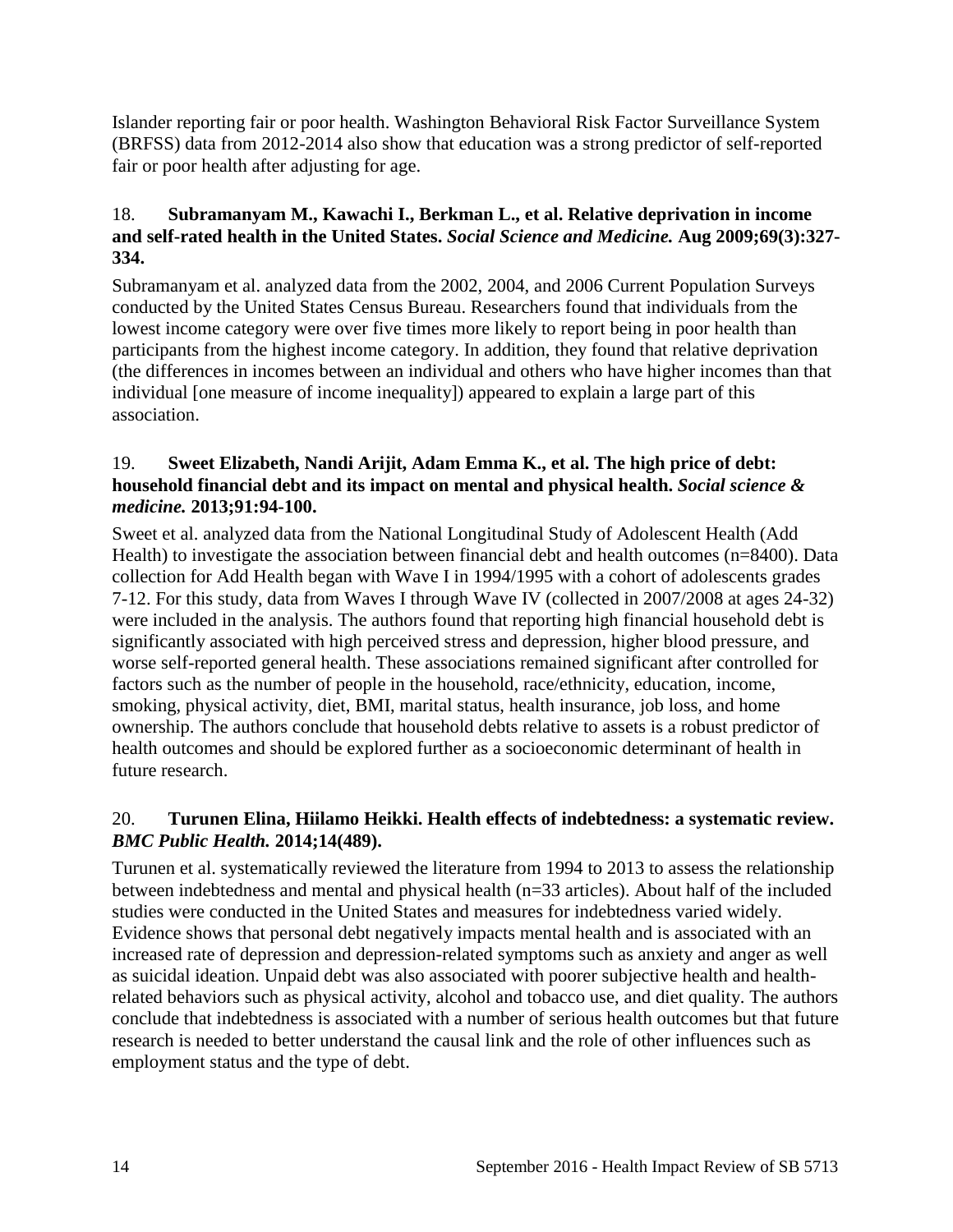Islander reporting fair or poor health. Washington Behavioral Risk Factor Surveillance System (BRFSS) data from 2012-2014 also show that education was a strong predictor of self-reported fair or poor health after adjusting for age.

18. **Subramanyam M., Kawachi I., Berkman L., et al. Relative deprivation in income and self-rated health in the United States.** ***Social Science and Medicine.*** **Aug 2009;69(3):327-334.**

Subramanyam et al. analyzed data from the 2002, 2004, and 2006 Current Population Surveys conducted by the United States Census Bureau. Researchers found that individuals from the lowest income category were over five times more likely to report being in poor health than participants from the highest income category. In addition, they found that relative deprivation (the differences in incomes between an individual and others who have higher incomes than that individual [one measure of income inequality]) appeared to explain a large part of this association.

19. **Sweet Elizabeth, Nandi Arijit, Adam Emma K., et al. The high price of debt: household financial debt and its impact on mental and physical health.** ***Social science & medicine.*** **2013;91:94-100.**

Sweet et al. analyzed data from the National Longitudinal Study of Adolescent Health (Add Health) to investigate the association between financial debt and health outcomes (n=8400). Data collection for Add Health began with Wave I in 1994/1995 with a cohort of adolescents grades 7-12. For this study, data from Waves I through Wave IV (collected in 2007/2008 at ages 24-32) were included in the analysis. The authors found that reporting high financial household debt is significantly associated with high perceived stress and depression, higher blood pressure, and worse self-reported general health. These associations remained significant after controlled for factors such as the number of people in the household, race/ethnicity, education, income, smoking, physical activity, diet, BMI, marital status, health insurance, job loss, and home ownership. The authors conclude that household debts relative to assets is a robust predictor of health outcomes and should be explored further as a socioeconomic determinant of health in future research.

20. **Turunen Elina, Hiilamo Heikki. Health effects of indebtedness: a systematic review.** ***BMC Public Health.*** **2014;14(489).**

Turunen et al. systematically reviewed the literature from 1994 to 2013 to assess the relationship between indebtedness and mental and physical health (n=33 articles). About half of the included studies were conducted in the United States and measures for indebtedness varied widely. Evidence shows that personal debt negatively impacts mental health and is associated with an increased rate of depression and depression-related symptoms such as anxiety and anger as well as suicidal ideation. Unpaid debt was also associated with poorer subjective health and health-related behaviors such as physical activity, alcohol and tobacco use, and diet quality. The authors conclude that indebtedness is associated with a number of serious health outcomes but that future research is needed to better understand the causal link and the role of other influences such as employment status and the type of debt.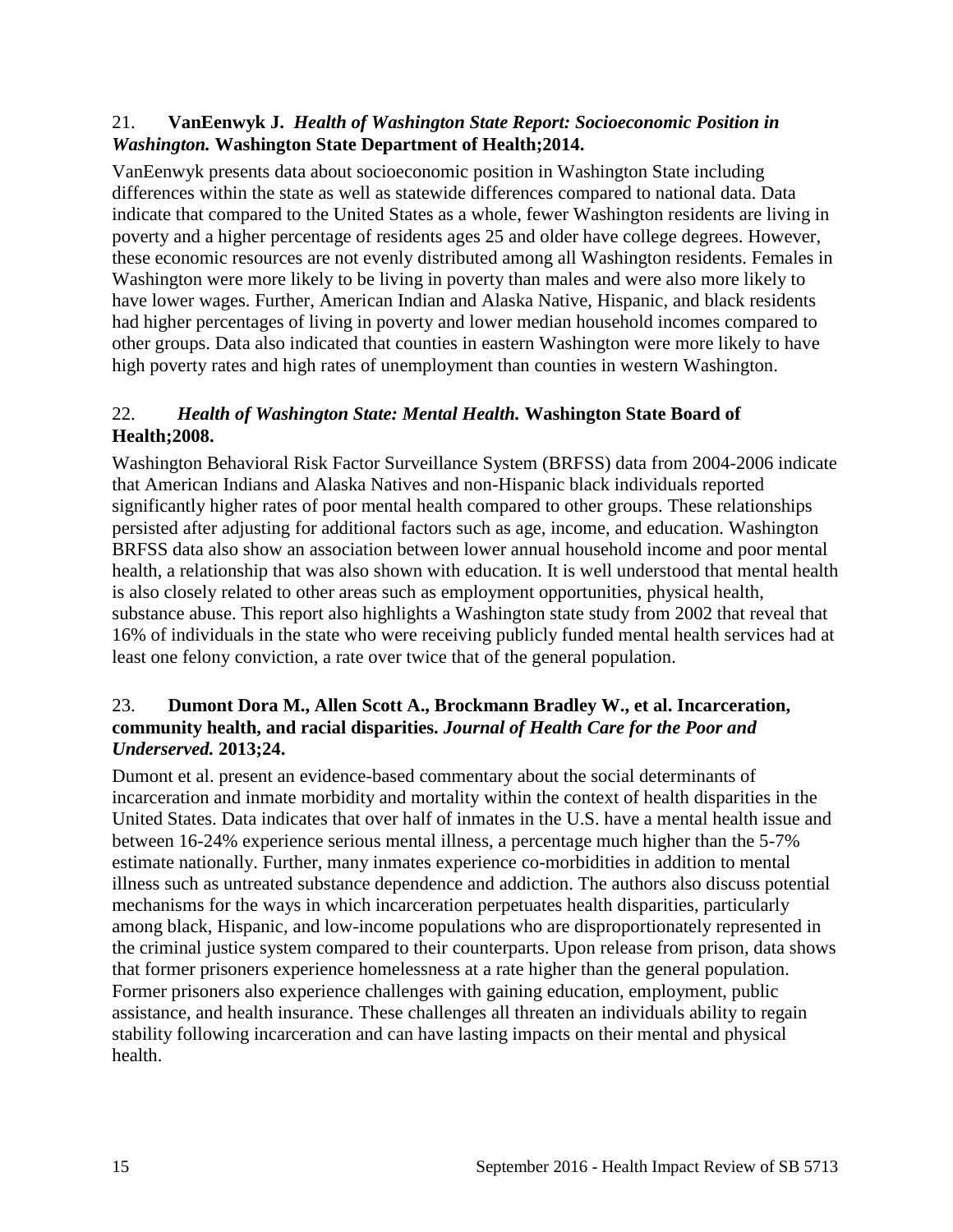21. **VanEenwyk J.** ***Health of Washington State Report: Socioeconomic Position in Washington.*** **Washington State Department of Health;2014.**

VanEenwyk presents data about socioeconomic position in Washington State including differences within the state as well as statewide differences compared to national data. Data indicate that compared to the United States as a whole, fewer Washington residents are living in poverty and a higher percentage of residents ages 25 and older have college degrees. However, these economic resources are not evenly distributed among all Washington residents. Females in Washington were more likely to be living in poverty than males and were also more likely to have lower wages. Further, American Indian and Alaska Native, Hispanic, and black residents had higher percentages of living in poverty and lower median household incomes compared to other groups. Data also indicated that counties in eastern Washington were more likely to have high poverty rates and high rates of unemployment than counties in western Washington.

22. ***Health of Washington State: Mental Health.*** **Washington State Board of Health;2008.**

Washington Behavioral Risk Factor Surveillance System (BRFSS) data from 2004-2006 indicate that American Indians and Alaska Natives and non-Hispanic black individuals reported significantly higher rates of poor mental health compared to other groups. These relationships persisted after adjusting for additional factors such as age, income, and education. Washington BRFSS data also show an association between lower annual household income and poor mental health, a relationship that was also shown with education. It is well understood that mental health is also closely related to other areas such as employment opportunities, physical health, substance abuse. This report also highlights a Washington state study from 2002 that reveal that 16% of individuals in the state who were receiving publicly funded mental health services had at least one felony conviction, a rate over twice that of the general population.

23. **Dumont Dora M., Allen Scott A., Brockmann Bradley W., et al. Incarceration, community health, and racial disparities.** ***Journal of Health Care for the Poor and Underserved.*** **2013;24.**

Dumont et al. present an evidence-based commentary about the social determinants of incarceration and inmate morbidity and mortality within the context of health disparities in the United States. Data indicates that over half of inmates in the U.S. have a mental health issue and between 16-24% experience serious mental illness, a percentage much higher than the 5-7% estimate nationally. Further, many inmates experience co-morbidities in addition to mental illness such as untreated substance dependence and addiction. The authors also discuss potential mechanisms for the ways in which incarceration perpetuates health disparities, particularly among black, Hispanic, and low-income populations who are disproportionately represented in the criminal justice system compared to their counterparts. Upon release from prison, data shows that former prisoners experience homelessness at a rate higher than the general population. Former prisoners also experience challenges with gaining education, employment, public assistance, and health insurance. These challenges all threaten an individuals ability to regain stability following incarceration and can have lasting impacts on their mental and physical health.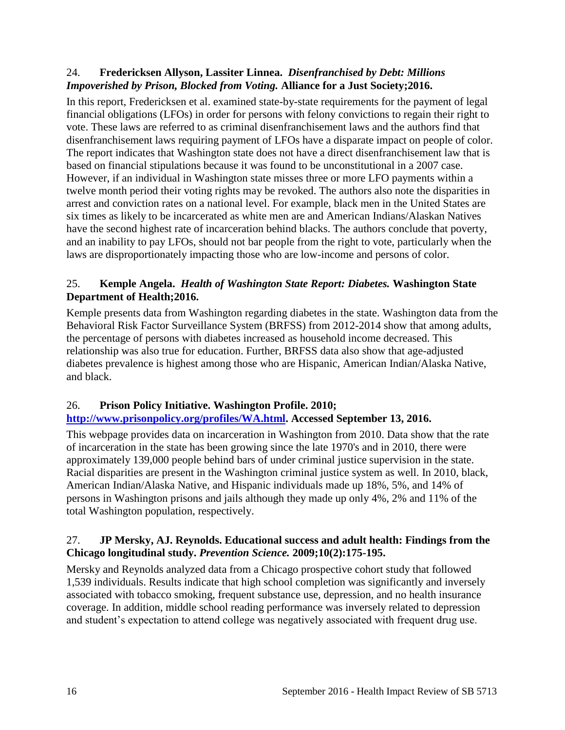24. **Fredericksen Allyson, Lassiter Linnea.** ***Disenfranchised by Debt: Millions Impoverished by Prison, Blocked from Voting.*** **Alliance for a Just Society;2016.**

In this report, Fredericksen et al. examined state-by-state requirements for the payment of legal financial obligations (LFOs) in order for persons with felony convictions to regain their right to vote. These laws are referred to as criminal disenfranchisement laws and the authors find that disenfranchisement laws requiring payment of LFOs have a disparate impact on people of color. The report indicates that Washington state does not have a direct disenfranchisement law that is based on financial stipulations because it was found to be unconstitutional in a 2007 case. However, if an individual in Washington state misses three or more LFO payments within a twelve month period their voting rights may be revoked. The authors also note the disparities in arrest and conviction rates on a national level. For example, black men in the United States are six times as likely to be incarcerated as white men are and American Indians/Alaskan Natives have the second highest rate of incarceration behind blacks. The authors conclude that poverty, and an inability to pay LFOs, should not bar people from the right to vote, particularly when the laws are disproportionately impacting those who are low-income and persons of color.

25. **Kemple Angela.** ***Health of Washington State Report: Diabetes.*** **Washington State Department of Health;2016.**

Kemple presents data from Washington regarding diabetes in the state. Washington data from the Behavioral Risk Factor Surveillance System (BRFSS) from 2012-2014 show that among adults, the percentage of persons with diabetes increased as household income decreased. This relationship was also true for education. Further, BRFSS data also show that age-adjusted diabetes prevalence is highest among those who are Hispanic, American Indian/Alaska Native, and black.

26. **Prison Policy Initiative. Washington Profile. 2010; [http://www.prisonpolicy.org/profiles/WA.html](http://www.prisonpolicy.org/profiles/WA.html). Accessed September 13, 2016.**

This webpage provides data on incarceration in Washington from 2010. Data show that the rate of incarceration in the state has been growing since the late 1970's and in 2010, there were approximately 139,000 people behind bars of under criminal justice supervision in the state. Racial disparities are present in the Washington criminal justice system as well. In 2010, black, American Indian/Alaska Native, and Hispanic individuals made up 18%, 5%, and 14% of persons in Washington prisons and jails although they made up only 4%, 2% and 11% of the total Washington population, respectively.

27. **JP Mersky, AJ. Reynolds. Educational success and adult health: Findings from the Chicago longitudinal study.** ***Prevention Science.*** **2009;10(2):175-195.**

Mersky and Reynolds analyzed data from a Chicago prospective cohort study that followed 1,539 individuals. Results indicate that high school completion was significantly and inversely associated with tobacco smoking, frequent substance use, depression, and no health insurance coverage. In addition, middle school reading performance was inversely related to depression and student's expectation to attend college was negatively associated with frequent drug use.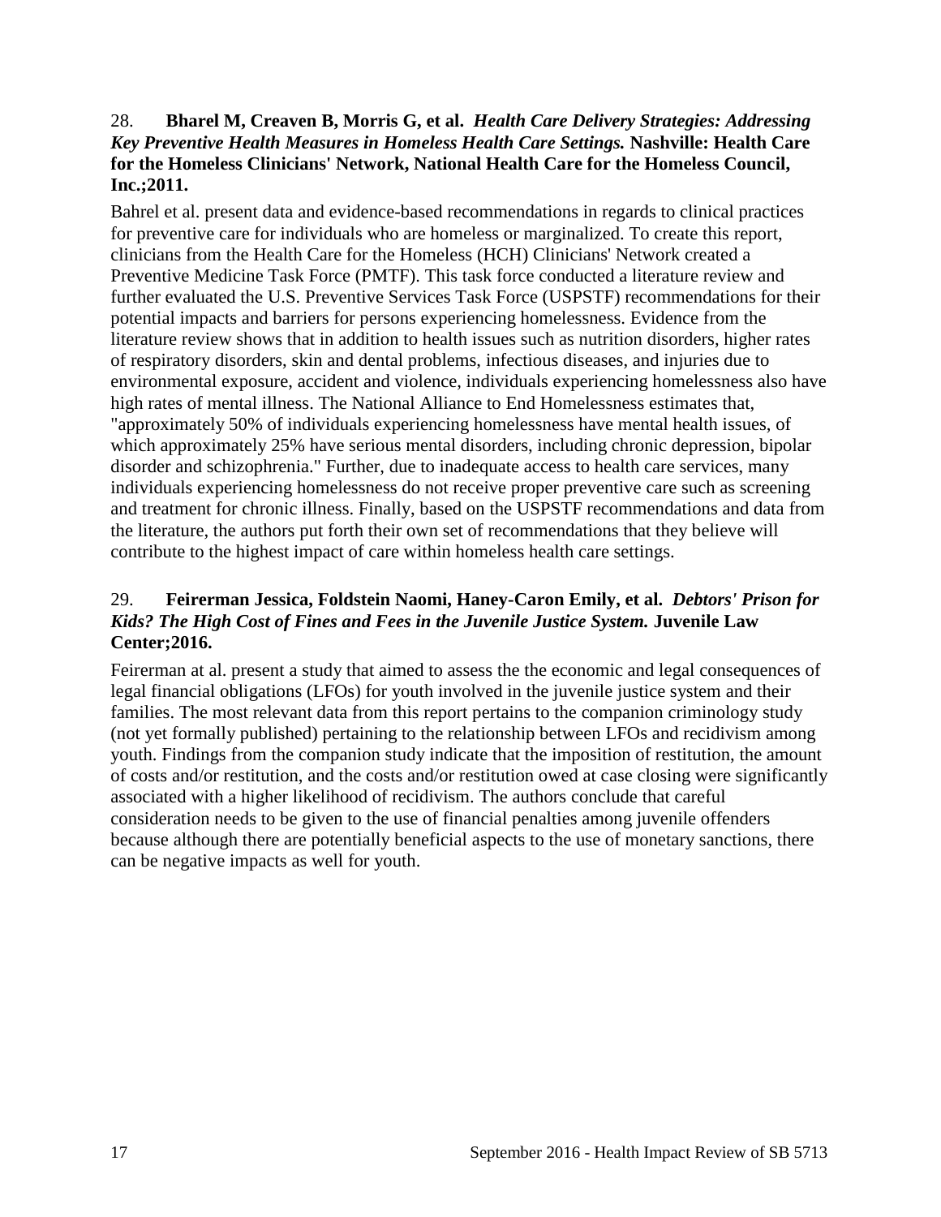28. **Bharel M, Creaven B, Morris G, et al.** ***Health Care Delivery Strategies: Addressing Key Preventive Health Measures in Homeless Health Care Settings.*** **Nashville: Health Care for the Homeless Clinicians' Network, National Health Care for the Homeless Council, Inc.;2011.**

Bahrel et al. present data and evidence-based recommendations in regards to clinical practices for preventive care for individuals who are homeless or marginalized. To create this report, clinicians from the Health Care for the Homeless (HCH) Clinicians' Network created a Preventive Medicine Task Force (PMTF). This task force conducted a literature review and further evaluated the U.S. Preventive Services Task Force (USPSTF) recommendations for their potential impacts and barriers for persons experiencing homelessness. Evidence from the literature review shows that in addition to health issues such as nutrition disorders, higher rates of respiratory disorders, skin and dental problems, infectious diseases, and injuries due to environmental exposure, accident and violence, individuals experiencing homelessness also have high rates of mental illness. The National Alliance to End Homelessness estimates that, "approximately 50% of individuals experiencing homelessness have mental health issues, of which approximately 25% have serious mental disorders, including chronic depression, bipolar disorder and schizophrenia." Further, due to inadequate access to health care services, many individuals experiencing homelessness do not receive proper preventive care such as screening and treatment for chronic illness. Finally, based on the USPSTF recommendations and data from the literature, the authors put forth their own set of recommendations that they believe will contribute to the highest impact of care within homeless health care settings.

29. **Feirerman Jessica, Foldstein Naomi, Haney-Caron Emily, et al.** ***Debtors' Prison for Kids? The High Cost of Fines and Fees in the Juvenile Justice System.*** **Juvenile Law Center;2016.**

Feirerman at al. present a study that aimed to assess the the economic and legal consequences of legal financial obligations (LFOs) for youth involved in the juvenile justice system and their families. The most relevant data from this report pertains to the companion criminology study (not yet formally published) pertaining to the relationship between LFOs and recidivism among youth. Findings from the companion study indicate that the imposition of restitution, the amount of costs and/or restitution, and the costs and/or restitution owed at case closing were significantly associated with a higher likelihood of recidivism. The authors conclude that careful consideration needs to be given to the use of financial penalties among juvenile offenders because although there are potentially beneficial aspects to the use of monetary sanctions, there can be negative impacts as well for youth.